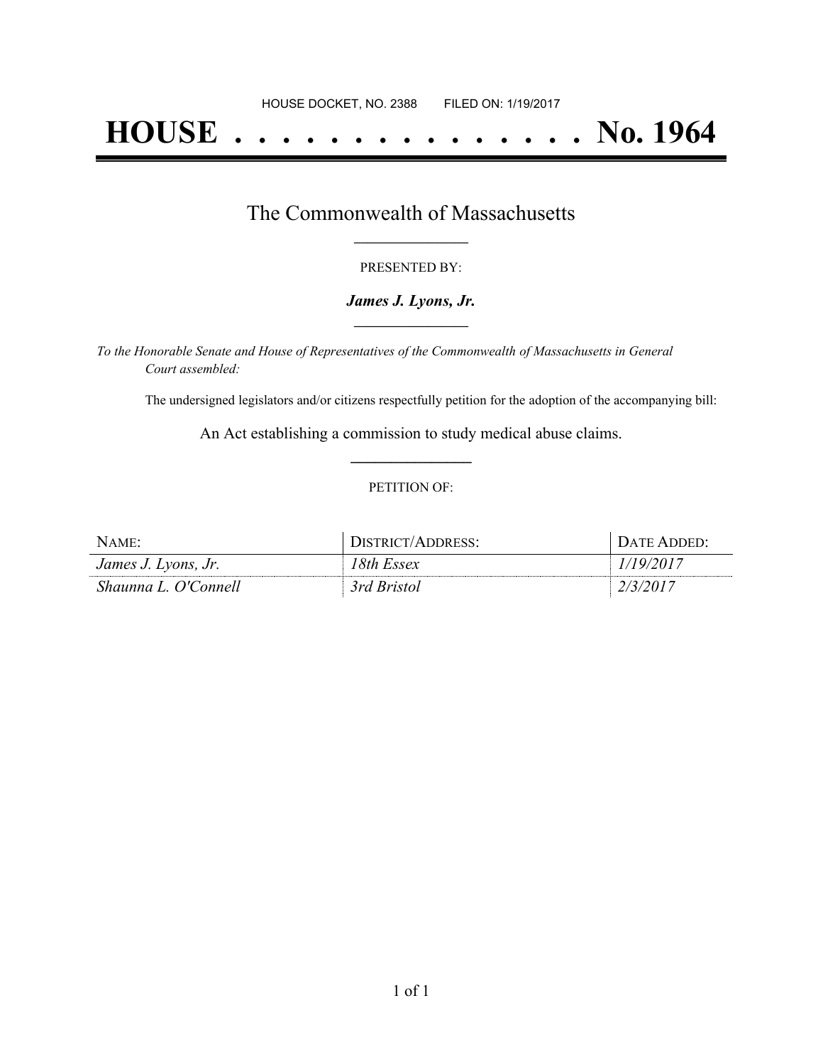HOUSE DOCKET, NO. 2388 FILED ON: 1/19/2017

# HOUSE . . . . . . . . . . . . . . . No. 1964

## The Commonwealth of Massachusetts

PRESENTED BY:

***James J. Lyons, Jr.***

*To the Honorable Senate and House of Representatives of the Commonwealth of Massachusetts in General Court assembled:*

The undersigned legislators and/or citizens respectfully petition for the adoption of the accompanying bill:

An Act establishing a commission to study medical abuse claims.

PETITION OF:

| NAME: | DISTRICT/ADDRESS: | DATE ADDED: |
|---|---|---|
| *James J. Lyons, Jr.* | *18th Essex* | *1/19/2017* |
| *Shaunna L. O'Connell* | *3rd Bristol* | *2/3/2017* |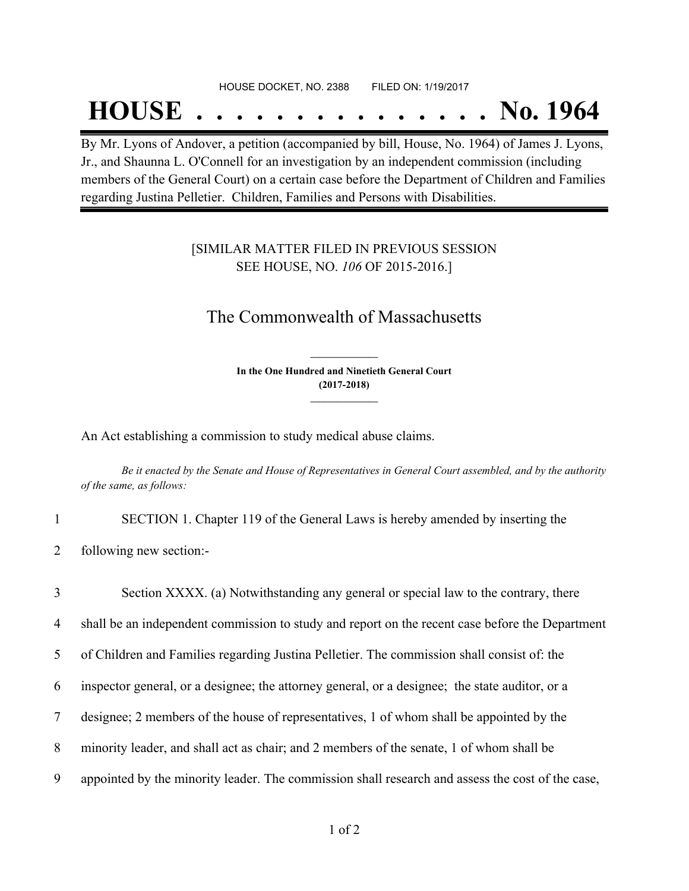HOUSE DOCKET, NO. 2388 FILED ON: 1/19/2017

# HOUSE . . . . . . . . . . . . . . . No. 1964

By Mr. Lyons of Andover, a petition (accompanied by bill, House, No. 1964) of James J. Lyons, Jr., and Shaunna L. O'Connell for an investigation by an independent commission (including members of the General Court) on a certain case before the Department of Children and Families regarding Justina Pelletier. Children, Families and Persons with Disabilities.

[SIMILAR MATTER FILED IN PREVIOUS SESSION SEE HOUSE, NO. *106* OF 2015-2016.]

## The Commonwealth of Massachusetts

**In the One Hundred and Ninetieth General Court (2017-2018)**

An Act establishing a commission to study medical abuse claims.

*Be it enacted by the Senate and House of Representatives in General Court assembled, and by the authority of the same, as follows:*

1 SECTION 1. Chapter 119 of the General Laws is hereby amended by inserting the
2 following new section:-

3 Section XXXX. (a) Notwithstanding any general or special law to the contrary, there
4 shall be an independent commission to study and report on the recent case before the Department
5 of Children and Families regarding Justina Pelletier. The commission shall consist of: the
6 inspector general, or a designee; the attorney general, or a designee; the state auditor, or a
7 designee; 2 members of the house of representatives, 1 of whom shall be appointed by the
8 minority leader, and shall act as chair; and 2 members of the senate, 1 of whom shall be
9 appointed by the minority leader. The commission shall research and assess the cost of the case,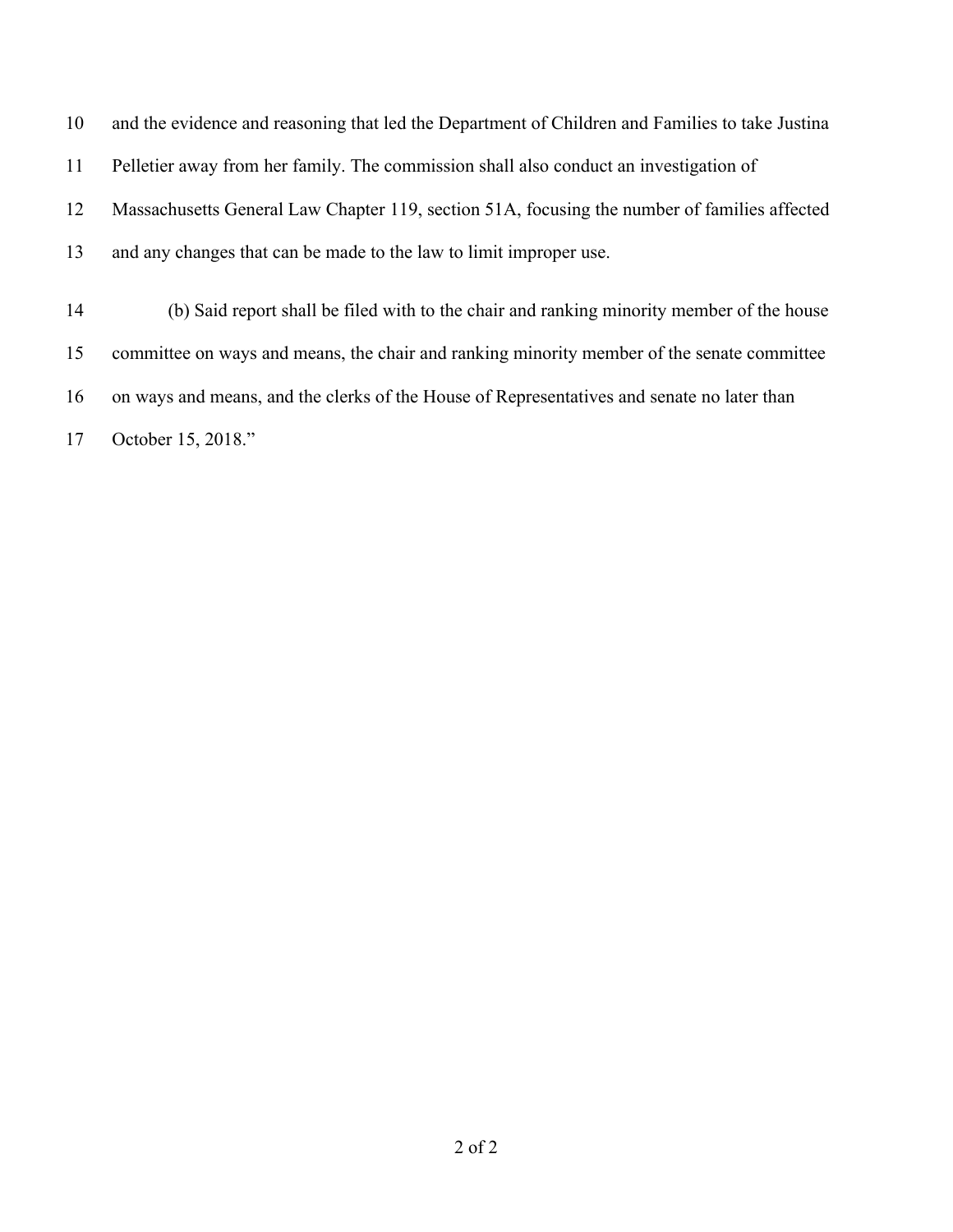and the evidence and reasoning that led the Department of Children and Families to take Justina Pelletier away from her family. The commission shall also conduct an investigation of Massachusetts General Law Chapter 119, section 51A, focusing the number of families affected and any changes that can be made to the law to limit improper use.

(b) Said report shall be filed with to the chair and ranking minority member of the house committee on ways and means, the chair and ranking minority member of the senate committee on ways and means, and the clerks of the House of Representatives and senate no later than October 15, 2018."